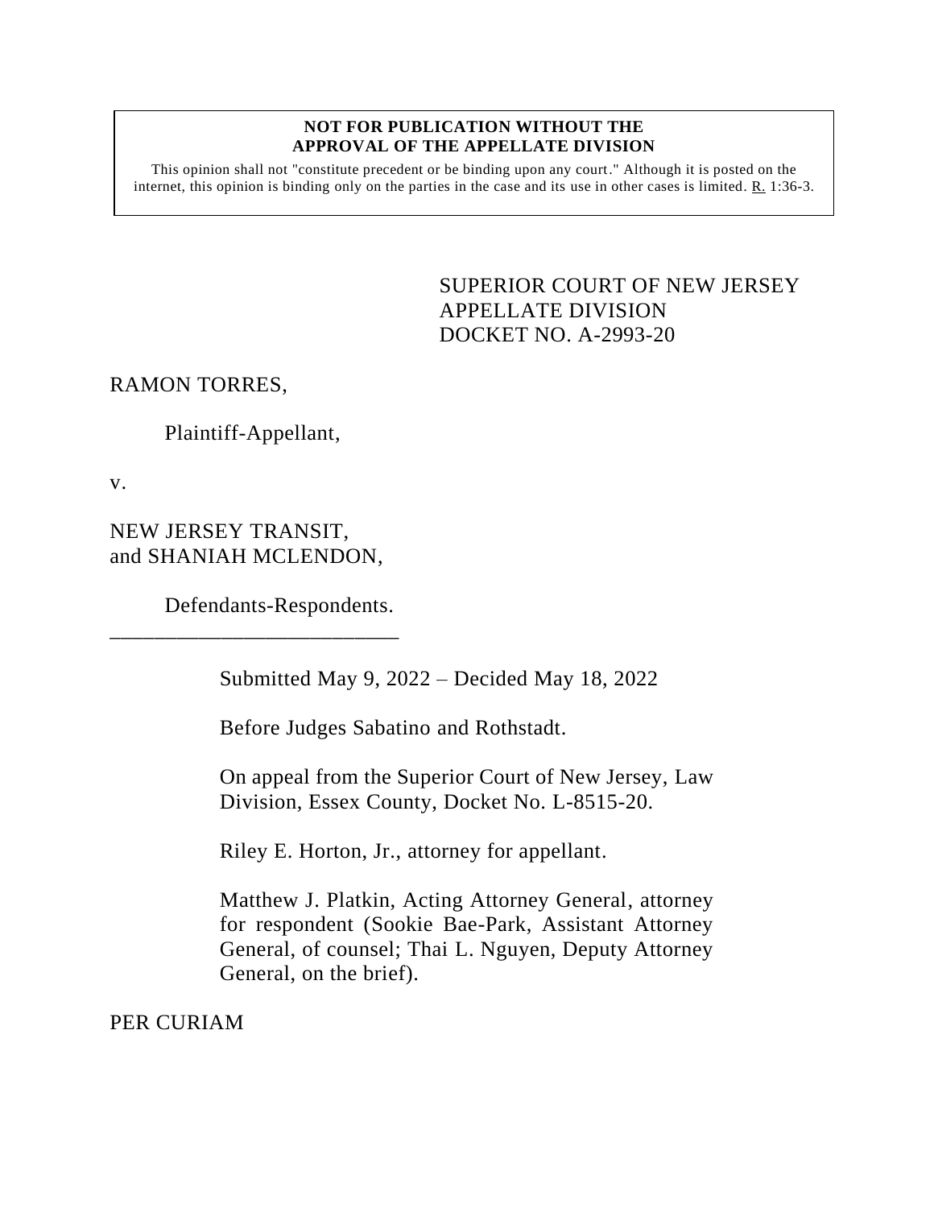**NOT FOR PUBLICATION WITHOUT THE APPROVAL OF THE APPELLATE DIVISION**

This opinion shall not "constitute precedent or be binding upon any court." Although it is posted on the internet, this opinion is binding only on the parties in the case and its use in other cases is limited. R. 1:36-3.

SUPERIOR COURT OF NEW JERSEY
APPELLATE DIVISION
DOCKET NO. A-2993-20

RAMON TORRES,

Plaintiff-Appellant,

v.

NEW JERSEY TRANSIT, and SHANIAH MCLENDON,

Defendants-Respondents.

---

Submitted May 9, 2022 – Decided May 18, 2022

Before Judges Sabatino and Rothstadt.

On appeal from the Superior Court of New Jersey, Law Division, Essex County, Docket No. L-8515-20.

Riley E. Horton, Jr., attorney for appellant.

Matthew J. Platkin, Acting Attorney General, attorney for respondent (Sookie Bae-Park, Assistant Attorney General, of counsel; Thai L. Nguyen, Deputy Attorney General, on the brief).

PER CURIAM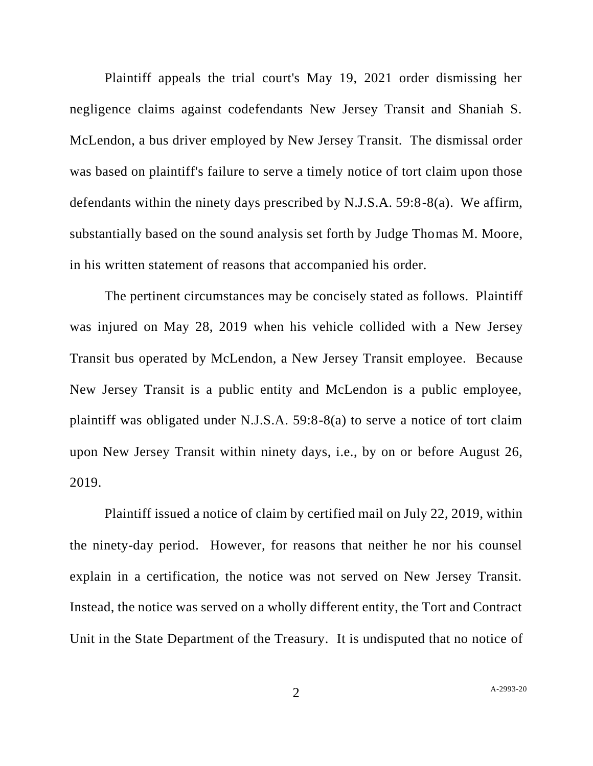Plaintiff appeals the trial court's May 19, 2021 order dismissing her negligence claims against codefendants New Jersey Transit and Shaniah S. McLendon, a bus driver employed by New Jersey Transit. The dismissal order was based on plaintiff's failure to serve a timely notice of tort claim upon those defendants within the ninety days prescribed by N.J.S.A. 59:8-8(a). We affirm, substantially based on the sound analysis set forth by Judge Thomas M. Moore, in his written statement of reasons that accompanied his order.

The pertinent circumstances may be concisely stated as follows. Plaintiff was injured on May 28, 2019 when his vehicle collided with a New Jersey Transit bus operated by McLendon, a New Jersey Transit employee. Because New Jersey Transit is a public entity and McLendon is a public employee, plaintiff was obligated under N.J.S.A. 59:8-8(a) to serve a notice of tort claim upon New Jersey Transit within ninety days, i.e., by on or before August 26, 2019.

Plaintiff issued a notice of claim by certified mail on July 22, 2019, within the ninety-day period. However, for reasons that neither he nor his counsel explain in a certification, the notice was not served on New Jersey Transit. Instead, the notice was served on a wholly different entity, the Tort and Contract Unit in the State Department of the Treasury. It is undisputed that no notice of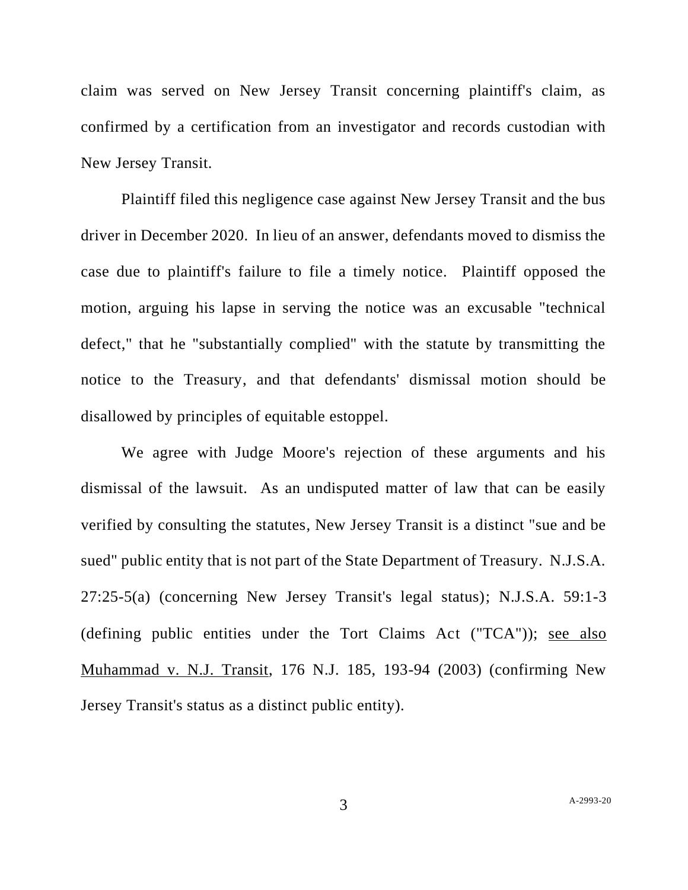claim was served on New Jersey Transit concerning plaintiff's claim, as confirmed by a certification from an investigator and records custodian with New Jersey Transit.

Plaintiff filed this negligence case against New Jersey Transit and the bus driver in December 2020. In lieu of an answer, defendants moved to dismiss the case due to plaintiff's failure to file a timely notice. Plaintiff opposed the motion, arguing his lapse in serving the notice was an excusable "technical defect," that he "substantially complied" with the statute by transmitting the notice to the Treasury, and that defendants' dismissal motion should be disallowed by principles of equitable estoppel.

We agree with Judge Moore's rejection of these arguments and his dismissal of the lawsuit. As an undisputed matter of law that can be easily verified by consulting the statutes, New Jersey Transit is a distinct "sue and be sued" public entity that is not part of the State Department of Treasury. N.J.S.A. 27:25-5(a) (concerning New Jersey Transit's legal status); N.J.S.A. 59:1-3 (defining public entities under the Tort Claims Act ("TCA")); <u>see also</u> <u>Muhammad v. N.J. Transit</u>, 176 N.J. 185, 193-94 (2003) (confirming New Jersey Transit's status as a distinct public entity).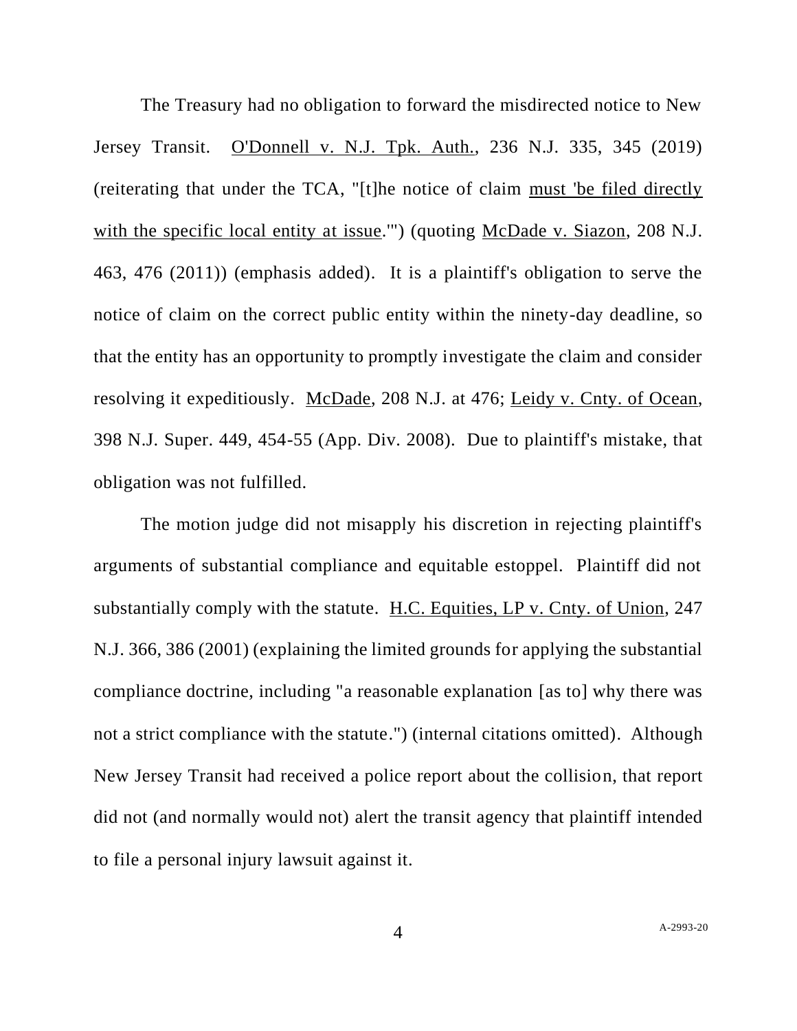The Treasury had no obligation to forward the misdirected notice to New Jersey Transit. O'Donnell v. N.J. Tpk. Auth., 236 N.J. 335, 345 (2019) (reiterating that under the TCA, "[t]he notice of claim must 'be filed directly with the specific local entity at issue.'") (quoting McDade v. Siazon, 208 N.J. 463, 476 (2011)) (emphasis added). It is a plaintiff's obligation to serve the notice of claim on the correct public entity within the ninety-day deadline, so that the entity has an opportunity to promptly investigate the claim and consider resolving it expeditiously. McDade, 208 N.J. at 476; Leidy v. Cnty. of Ocean, 398 N.J. Super. 449, 454-55 (App. Div. 2008). Due to plaintiff's mistake, that obligation was not fulfilled.

The motion judge did not misapply his discretion in rejecting plaintiff's arguments of substantial compliance and equitable estoppel. Plaintiff did not substantially comply with the statute. H.C. Equities, LP v. Cnty. of Union, 247 N.J. 366, 386 (2001) (explaining the limited grounds for applying the substantial compliance doctrine, including "a reasonable explanation [as to] why there was not a strict compliance with the statute.") (internal citations omitted). Although New Jersey Transit had received a police report about the collision, that report did not (and normally would not) alert the transit agency that plaintiff intended to file a personal injury lawsuit against it.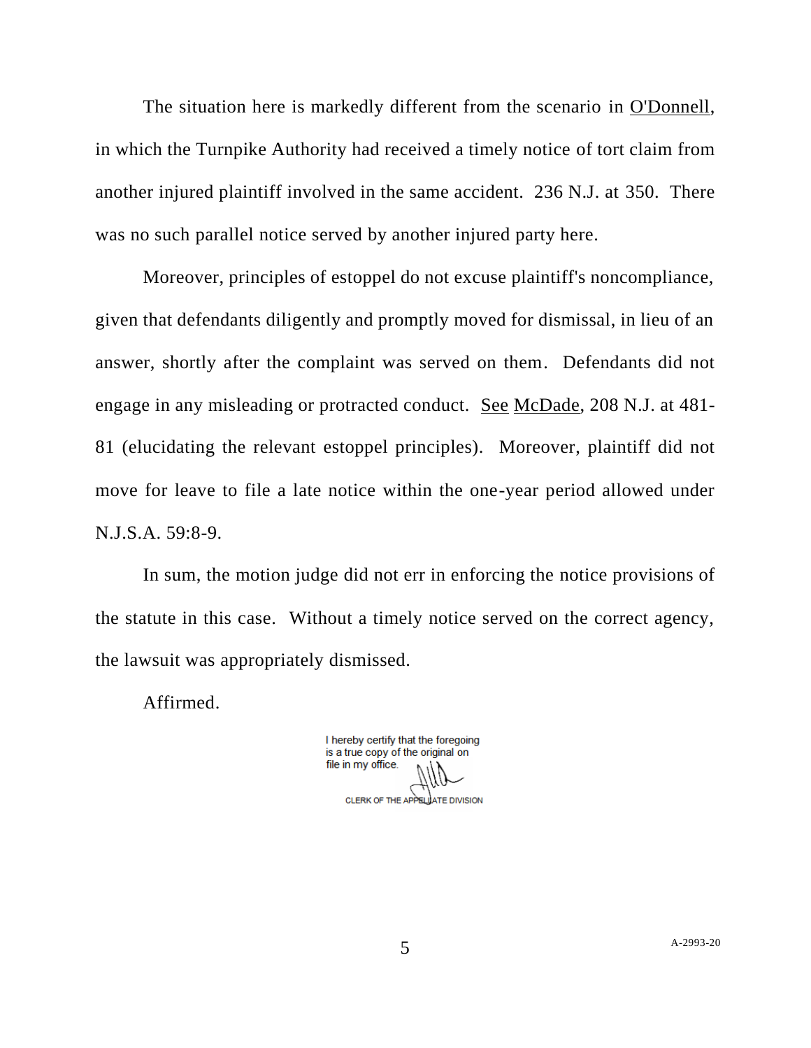The situation here is markedly different from the scenario in O'Donnell, in which the Turnpike Authority had received a timely notice of tort claim from another injured plaintiff involved in the same accident. 236 N.J. at 350. There was no such parallel notice served by another injured party here.

Moreover, principles of estoppel do not excuse plaintiff's noncompliance, given that defendants diligently and promptly moved for dismissal, in lieu of an answer, shortly after the complaint was served on them. Defendants did not engage in any misleading or protracted conduct. See McDade, 208 N.J. at 481-81 (elucidating the relevant estoppel principles). Moreover, plaintiff did not move for leave to file a late notice within the one-year period allowed under N.J.S.A. 59:8-9.

In sum, the motion judge did not err in enforcing the notice provisions of the statute in this case. Without a timely notice served on the correct agency, the lawsuit was appropriately dismissed.

Affirmed.

I hereby certify that the foregoing is a true copy of the original on file in my office.

CLERK OF THE APPELLATE DIVISION

A-2993-20